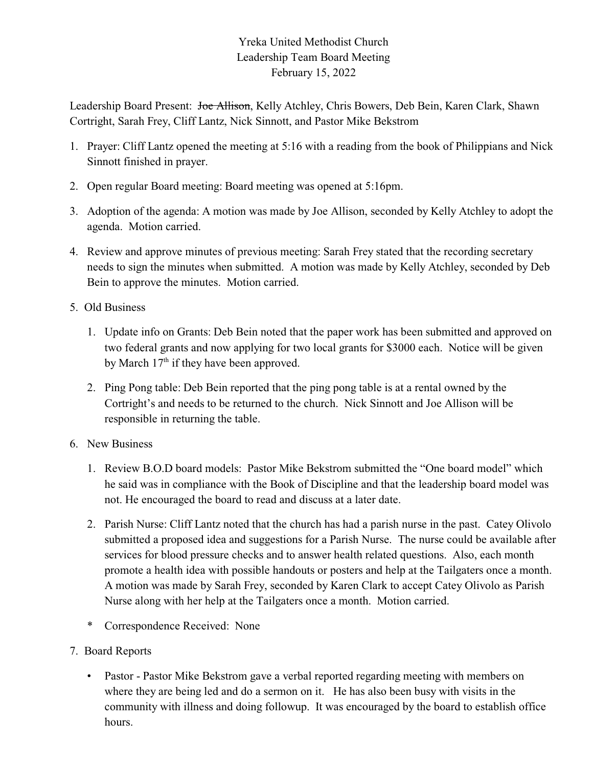Yreka United Methodist Church
Leadership Team Board Meeting
February 15, 2022

Leadership Board Present: ~~Joe Allison~~, Kelly Atchley, Chris Bowers, Deb Bein, Karen Clark, Shawn Cortright, Sarah Frey, Cliff Lantz, Nick Sinnott, and Pastor Mike Bekstrom

1. Prayer: Cliff Lantz opened the meeting at 5:16 with a reading from the book of Philippians and Nick Sinnott finished in prayer.

2. Open regular Board meeting: Board meeting was opened at 5:16pm.

3. Adoption of the agenda: A motion was made by Joe Allison, seconded by Kelly Atchley to adopt the agenda. Motion carried.

4. Review and approve minutes of previous meeting: Sarah Frey stated that the recording secretary needs to sign the minutes when submitted. A motion was made by Kelly Atchley, seconded by Deb Bein to approve the minutes. Motion carried.

5. Old Business

    1. Update info on Grants: Deb Bein noted that the paper work has been submitted and approved on two federal grants and now applying for two local grants for $3000 each. Notice will be given by March 17th if they have been approved.

    2. Ping Pong table: Deb Bein reported that the ping pong table is at a rental owned by the Cortright's and needs to be returned to the church. Nick Sinnott and Joe Allison will be responsible in returning the table.

6. New Business

    1. Review B.O.D board models: Pastor Mike Bekstrom submitted the "One board model" which he said was in compliance with the Book of Discipline and that the leadership board model was not. He encouraged the board to read and discuss at a later date.

    2. Parish Nurse: Cliff Lantz noted that the church has had a parish nurse in the past. Catey Olivolo submitted a proposed idea and suggestions for a Parish Nurse. The nurse could be available after services for blood pressure checks and to answer health related questions. Also, each month promote a health idea with possible handouts or posters and help at the Tailgaters once a month. A motion was made by Sarah Frey, seconded by Karen Clark to accept Catey Olivolo as Parish Nurse along with her help at the Tailgaters once a month. Motion carried.

    \* Correspondence Received: None

7. Board Reports

    - Pastor - Pastor Mike Bekstrom gave a verbal reported regarding meeting with members on where they are being led and do a sermon on it. He has also been busy with visits in the community with illness and doing followup. It was encouraged by the board to establish office hours.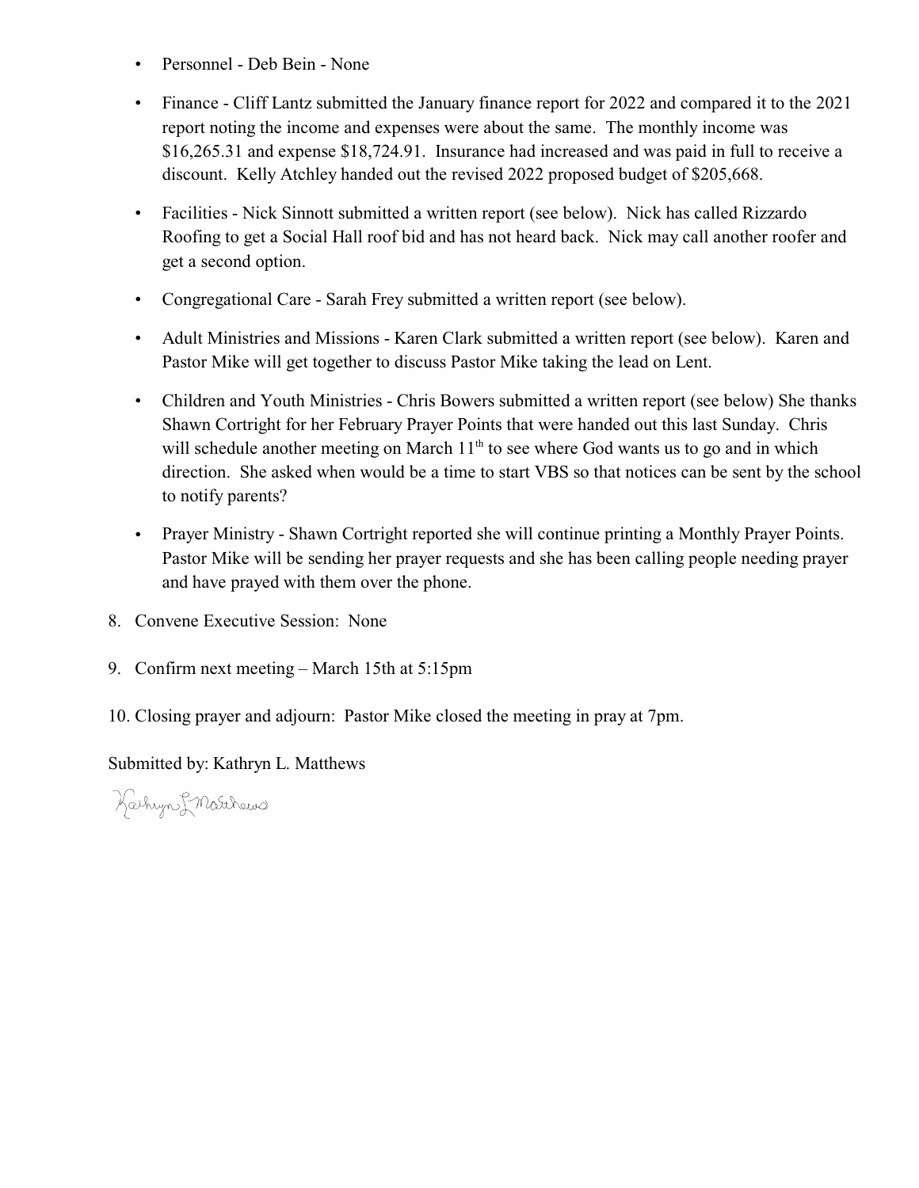- Personnel - Deb Bein - None
- Finance - Cliff Lantz submitted the January finance report for 2022 and compared it to the 2021 report noting the income and expenses were about the same. The monthly income was $16,265.31 and expense $18,724.91. Insurance had increased and was paid in full to receive a discount. Kelly Atchley handed out the revised 2022 proposed budget of $205,668.
- Facilities - Nick Sinnott submitted a written report (see below). Nick has called Rizzardo Roofing to get a Social Hall roof bid and has not heard back. Nick may call another roofer and get a second option.
- Congregational Care - Sarah Frey submitted a written report (see below).
- Adult Ministries and Missions - Karen Clark submitted a written report (see below). Karen and Pastor Mike will get together to discuss Pastor Mike taking the lead on Lent.
- Children and Youth Ministries - Chris Bowers submitted a written report (see below) She thanks Shawn Cortright for her February Prayer Points that were handed out this last Sunday. Chris will schedule another meeting on March 11th to see where God wants us to go and in which direction. She asked when would be a time to start VBS so that notices can be sent by the school to notify parents?
- Prayer Ministry - Shawn Cortright reported she will continue printing a Monthly Prayer Points. Pastor Mike will be sending her prayer requests and she has been calling people needing prayer and have prayed with them over the phone.

8. Convene Executive Session: None
9. Confirm next meeting – March 15th at 5:15pm
10. Closing prayer and adjourn: Pastor Mike closed the meeting in pray at 7pm.

Submitted by: Kathryn L. Matthews

Kathryn L Matthews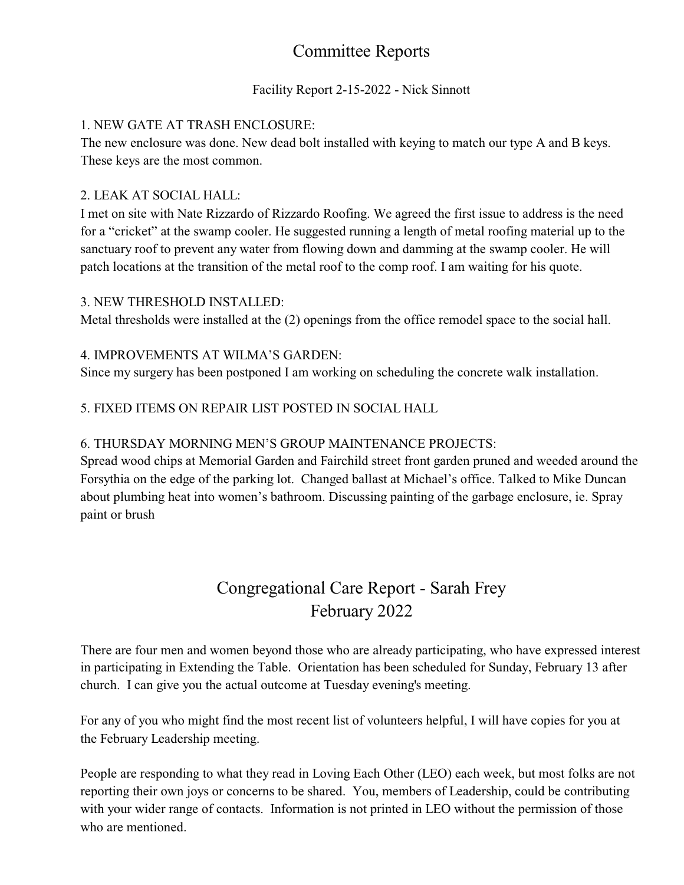# Committee Reports

Facility Report 2-15-2022 - Nick Sinnott

1. NEW GATE AT TRASH ENCLOSURE:
The new enclosure was done. New dead bolt installed with keying to match our type A and B keys. These keys are the most common.

2. LEAK AT SOCIAL HALL:
I met on site with Nate Rizzardo of Rizzardo Roofing. We agreed the first issue to address is the need for a "cricket" at the swamp cooler. He suggested running a length of metal roofing material up to the sanctuary roof to prevent any water from flowing down and damming at the swamp cooler. He will patch locations at the transition of the metal roof to the comp roof. I am waiting for his quote.

3. NEW THRESHOLD INSTALLED:
Metal thresholds were installed at the (2) openings from the office remodel space to the social hall.

4. IMPROVEMENTS AT WILMA'S GARDEN:
Since my surgery has been postponed I am working on scheduling the concrete walk installation.

5. FIXED ITEMS ON REPAIR LIST POSTED IN SOCIAL HALL

6. THURSDAY MORNING MEN'S GROUP MAINTENANCE PROJECTS:
Spread wood chips at Memorial Garden and Fairchild street front garden pruned and weeded around the Forsythia on the edge of the parking lot. Changed ballast at Michael's office. Talked to Mike Duncan about plumbing heat into women's bathroom. Discussing painting of the garbage enclosure, ie. Spray paint or brush

# Congregational Care Report - Sarah Frey
# February 2022

There are four men and women beyond those who are already participating, who have expressed interest in participating in Extending the Table. Orientation has been scheduled for Sunday, February 13 after church. I can give you the actual outcome at Tuesday evening's meeting.

For any of you who might find the most recent list of volunteers helpful, I will have copies for you at the February Leadership meeting.

People are responding to what they read in Loving Each Other (LEO) each week, but most folks are not reporting their own joys or concerns to be shared. You, members of Leadership, could be contributing with your wider range of contacts. Information is not printed in LEO without the permission of those who are mentioned.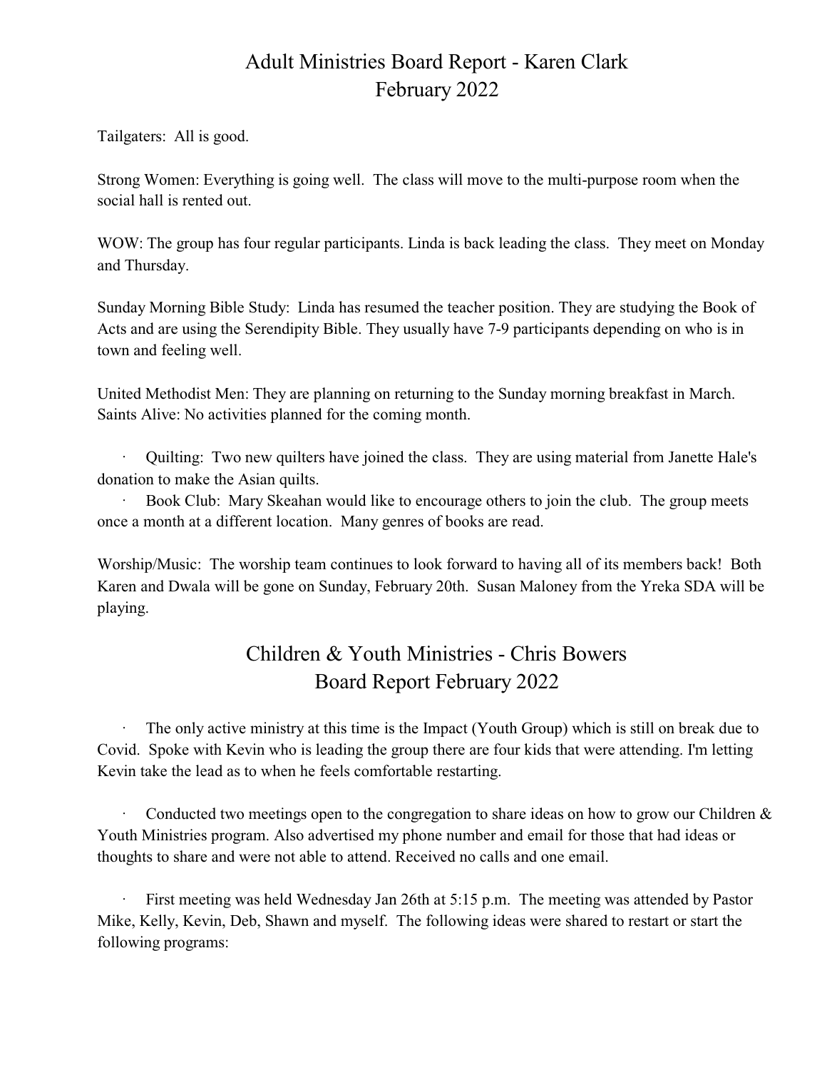# Adult Ministries Board Report - Karen Clark
# February 2022

Tailgaters: All is good.

Strong Women: Everything is going well. The class will move to the multi-purpose room when the social hall is rented out.

WOW: The group has four regular participants. Linda is back leading the class. They meet on Monday and Thursday.

Sunday Morning Bible Study: Linda has resumed the teacher position. They are studying the Book of Acts and are using the Serendipity Bible. They usually have 7-9 participants depending on who is in town and feeling well.

United Methodist Men: They are planning on returning to the Sunday morning breakfast in March.
Saints Alive: No activities planned for the coming month.

- Quilting: Two new quilters have joined the class. They are using material from Janette Hale's donation to make the Asian quilts.
- Book Club: Mary Skeahan would like to encourage others to join the club. The group meets once a month at a different location. Many genres of books are read.

Worship/Music: The worship team continues to look forward to having all of its members back! Both Karen and Dwala will be gone on Sunday, February 20th. Susan Maloney from the Yreka SDA will be playing.

# Children & Youth Ministries - Chris Bowers
# Board Report February 2022

- The only active ministry at this time is the Impact (Youth Group) which is still on break due to Covid. Spoke with Kevin who is leading the group there are four kids that were attending. I'm letting Kevin take the lead as to when he feels comfortable restarting.

- Conducted two meetings open to the congregation to share ideas on how to grow our Children & Youth Ministries program. Also advertised my phone number and email for those that had ideas or thoughts to share and were not able to attend. Received no calls and one email.

- First meeting was held Wednesday Jan 26th at 5:15 p.m. The meeting was attended by Pastor Mike, Kelly, Kevin, Deb, Shawn and myself. The following ideas were shared to restart or start the following programs: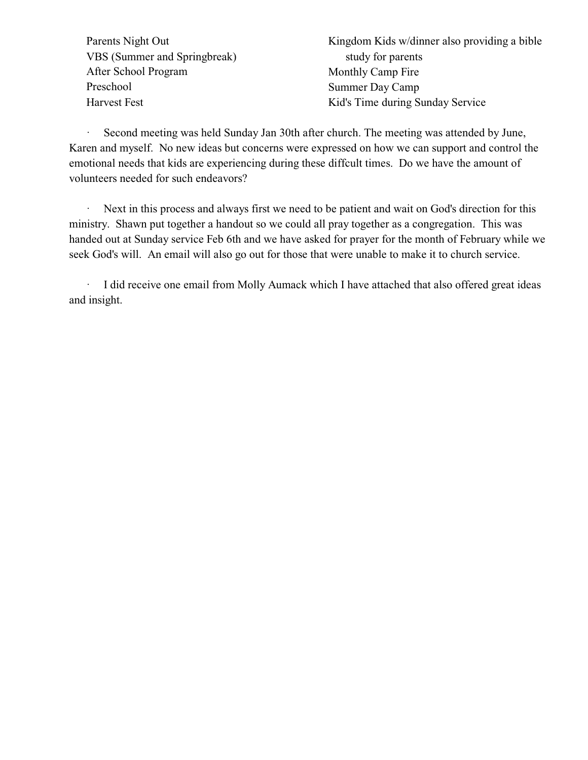- Parents Night Out
- VBS (Summer and Springbreak)
- After School Program
- Preschool
- Harvest Fest
- Kingdom Kids w/dinner also providing a bible study for parents
- Monthly Camp Fire
- Summer Day Camp
- Kid's Time during Sunday Service

· Second meeting was held Sunday Jan 30th after church. The meeting was attended by June, Karen and myself. No new ideas but concerns were expressed on how we can support and control the emotional needs that kids are experiencing during these diffcult times. Do we have the amount of volunteers needed for such endeavors?

· Next in this process and always first we need to be patient and wait on God's direction for this ministry. Shawn put together a handout so we could all pray together as a congregation. This was handed out at Sunday service Feb 6th and we have asked for prayer for the month of February while we seek God's will. An email will also go out for those that were unable to make it to church service.

· I did receive one email from Molly Aumack which I have attached that also offered great ideas and insight.